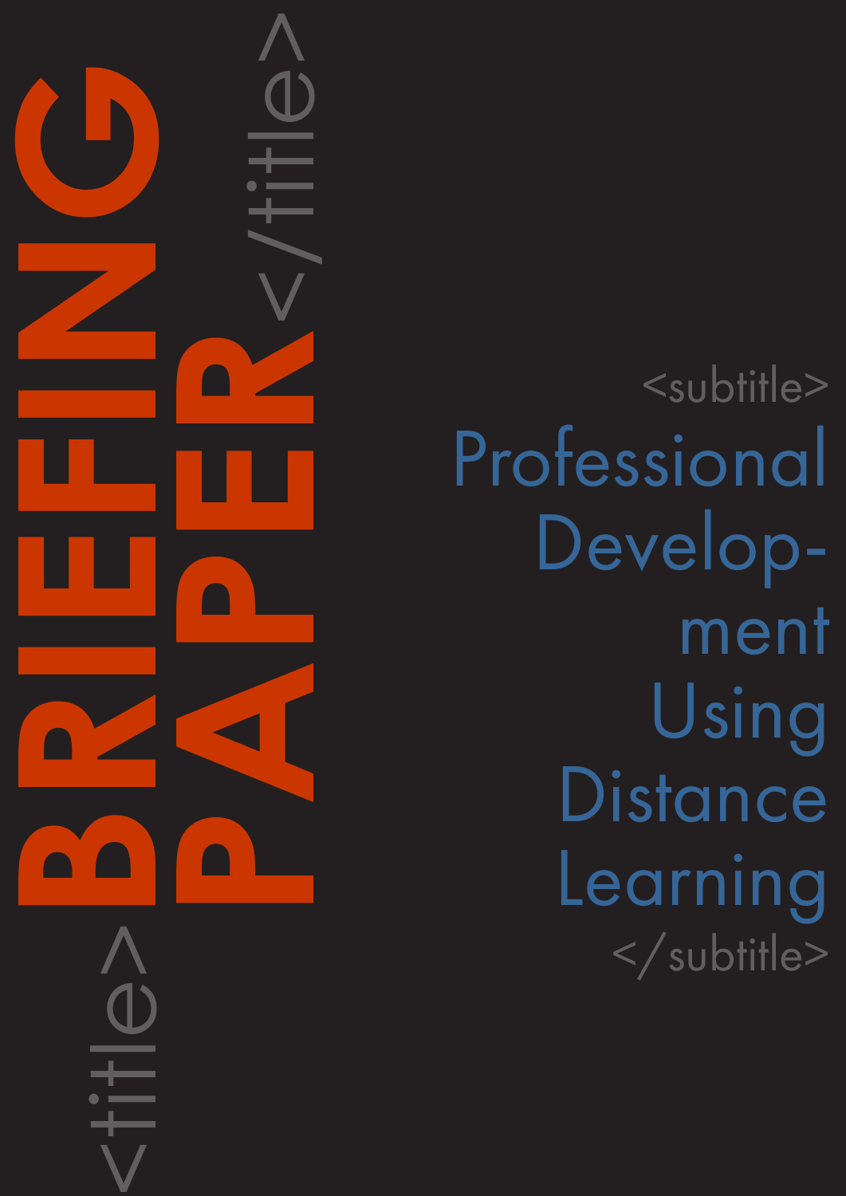# BRIEFING PAPER

## Professional Development Using Distance Learning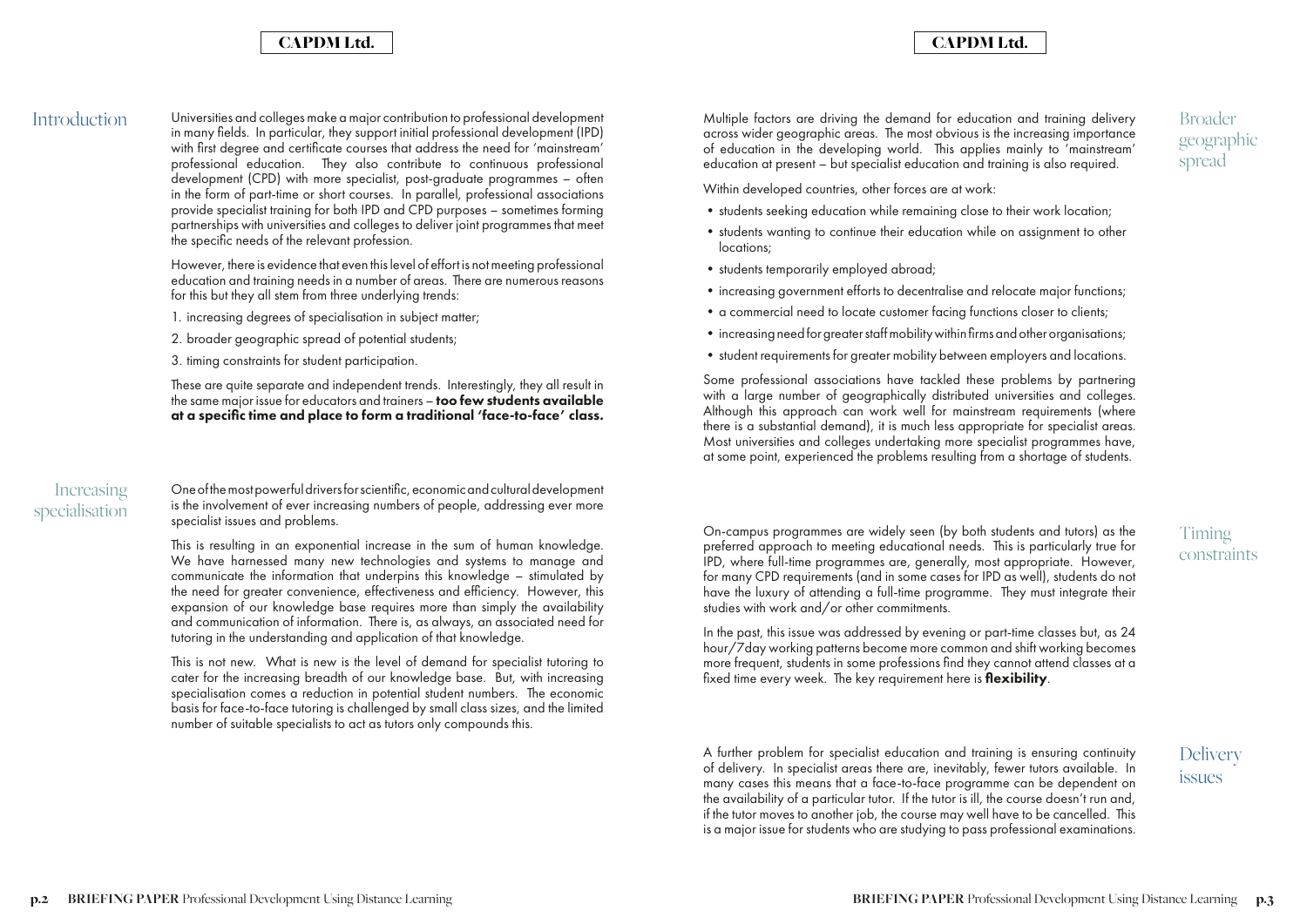## Introduction

Universities and colleges make a major contribution to professional development in many fields. In particular, they support initial professional development (IPD) with first degree and certificate courses that address the need for 'mainstream' professional education. They also contribute to continuous professional development (CPD) with more specialist, post-graduate programmes – often in the form of part-time or short courses. In parallel, professional associations provide specialist training for both IPD and CPD purposes – sometimes forming partnerships with universities and colleges to deliver joint programmes that meet the specific needs of the relevant profession.

However, there is evidence that even this level of effort is not meeting professional education and training needs in a number of areas. There are numerous reasons for this but they all stem from three underlying trends:

1. increasing degrees of specialisation in subject matter;
2. broader geographic spread of potential students;
3. timing constraints for student participation.

These are quite separate and independent trends. Interestingly, they all result in the same major issue for educators and trainers – **too few students available at a specific time and place to form a traditional 'face-to-face' class.**

## Increasing specialisation

One of the most powerful drivers for scientific, economic and cultural development is the involvement of ever increasing numbers of people, addressing ever more specialist issues and problems.

This is resulting in an exponential increase in the sum of human knowledge. We have harnessed many new technologies and systems to manage and communicate the information that underpins this knowledge – stimulated by the need for greater convenience, effectiveness and efficiency. However, this expansion of our knowledge base requires more than simply the availability and communication of information. There is, as always, an associated need for tutoring in the understanding and application of that knowledge.

This is not new. What is new is the level of demand for specialist tutoring to cater for the increasing breadth of our knowledge base. But, with increasing specialisation comes a reduction in potential student numbers. The economic basis for face-to-face tutoring is challenged by small class sizes, and the limited number of suitable specialists to act as tutors only compounds this.

## Broader geographic spread

Multiple factors are driving the demand for education and training delivery across wider geographic areas. The most obvious is the increasing importance of education in the developing world. This applies mainly to 'mainstream' education at present – but specialist education and training is also required.

Within developed countries, other forces are at work:

- students seeking education while remaining close to their work location;
- students wanting to continue their education while on assignment to other locations;
- students temporarily employed abroad;
- increasing government efforts to decentralise and relocate major functions;
- a commercial need to locate customer facing functions closer to clients;
- increasing need for greater staff mobility within firms and other organisations;
- student requirements for greater mobility between employers and locations.

Some professional associations have tackled these problems by partnering with a large number of geographically distributed universities and colleges. Although this approach can work well for mainstream requirements (where there is a substantial demand), it is much less appropriate for specialist areas. Most universities and colleges undertaking more specialist programmes have, at some point, experienced the problems resulting from a shortage of students.

## Timing constraints

On-campus programmes are widely seen (by both students and tutors) as the preferred approach to meeting educational needs. This is particularly true for IPD, where full-time programmes are, generally, most appropriate. However, for many CPD requirements (and in some cases for IPD as well), students do not have the luxury of attending a full-time programme. They must integrate their studies with work and/or other commitments.

In the past, this issue was addressed by evening or part-time classes but, as 24 hour/7day working patterns become more common and shift working becomes more frequent, students in some professions find they cannot attend classes at a fixed time every week. The key requirement here is **flexibility**.

## Delivery issues

A further problem for specialist education and training is ensuring continuity of delivery. In specialist areas there are, inevitably, fewer tutors available. In many cases this means that a face-to-face programme can be dependent on the availability of a particular tutor. If the tutor is ill, the course doesn't run and, if the tutor moves to another job, the course may well have to be cancelled. This is a major issue for students who are studying to pass professional examinations.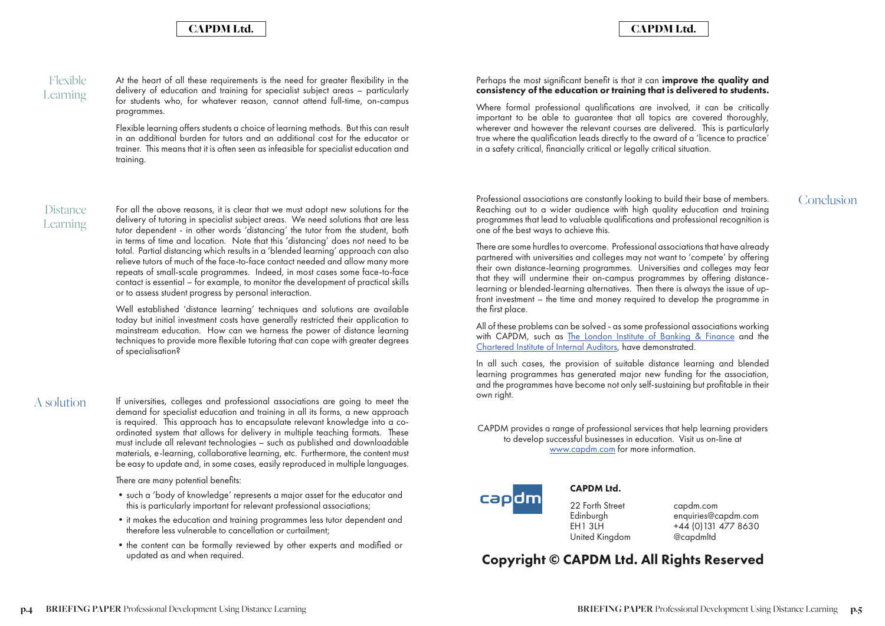## Flexible Learning

At the heart of all these requirements is the need for greater flexibility in the delivery of education and training for specialist subject areas – particularly for students who, for whatever reason, cannot attend full-time, on-campus programmes.

Flexible learning offers students a choice of learning methods. But this can result in an additional burden for tutors and an additional cost for the educator or trainer. This means that it is often seen as infeasible for specialist education and training.

## Distance Learning

For all the above reasons, it is clear that we must adopt new solutions for the delivery of tutoring in specialist subject areas. We need solutions that are less tutor dependent - in other words 'distancing' the tutor from the student, both in terms of time and location. Note that this 'distancing' does not need to be total. Partial distancing which results in a 'blended learning' approach can also relieve tutors of much of the face-to-face contact needed and allow many more repeats of small-scale programmes. Indeed, in most cases some face-to-face contact is essential – for example, to monitor the development of practical skills or to assess student progress by personal interaction.

Well established 'distance learning' techniques and solutions are available today but initial investment costs have generally restricted their application to mainstream education. How can we harness the power of distance learning techniques to provide more flexible tutoring that can cope with greater degrees of specialisation?

## A solution

If universities, colleges and professional associations are going to meet the demand for specialist education and training in all its forms, a new approach is required. This approach has to encapsulate relevant knowledge into a co-ordinated system that allows for delivery in multiple teaching formats. These must include all relevant technologies – such as published and downloadable materials, e-learning, collaborative learning, etc. Furthermore, the content must be easy to update and, in some cases, easily reproduced in multiple languages.

There are many potential benefits:

- such a 'body of knowledge' represents a major asset for the educator and this is particularly important for relevant professional associations;
- it makes the education and training programmes less tutor dependent and therefore less vulnerable to cancellation or curtailment;
- the content can be formally reviewed by other experts and modified or updated as and when required.

Perhaps the most significant benefit is that it can **improve the quality and consistency of the education or training that is delivered to students.**

Where formal professional qualifications are involved, it can be critically important to be able to guarantee that all topics are covered thoroughly, wherever and however the relevant courses are delivered. This is particularly true where the qualification leads directly to the award of a 'licence to practice' in a safety critical, financially critical or legally critical situation.

## Conclusion

Professional associations are constantly looking to build their base of members. Reaching out to a wider audience with high quality education and training programmes that lead to valuable qualifications and professional recognition is one of the best ways to achieve this.

There are some hurdles to overcome. Professional associations that have already partnered with universities and colleges may not want to 'compete' by offering their own distance-learning programmes. Universities and colleges may fear that they will undermine their on-campus programmes by offering distance-learning or blended-learning alternatives. Then there is always the issue of up-front investment – the time and money required to develop the programme in the first place.

All of these problems can be solved - as some professional associations working with CAPDM, such as The London Institute of Banking & Finance and the Chartered Institute of Internal Auditors, have demonstrated.

In all such cases, the provision of suitable distance learning and blended learning programmes has generated major new funding for the association, and the programmes have become not only self-sustaining but profitable in their own right.

CAPDM provides a range of professional services that help learning providers to develop successful businesses in education. Visit us on-line at www.capdm.com for more information.

**CAPDM Ltd.**

22 Forth Street
Edinburgh
EH1 3LH
United Kingdom

capdm.com
enquiries@capdm.com
+44 (0)131 477 8630
@capdmltd

**Copyright © CAPDM Ltd. All Rights Reserved**